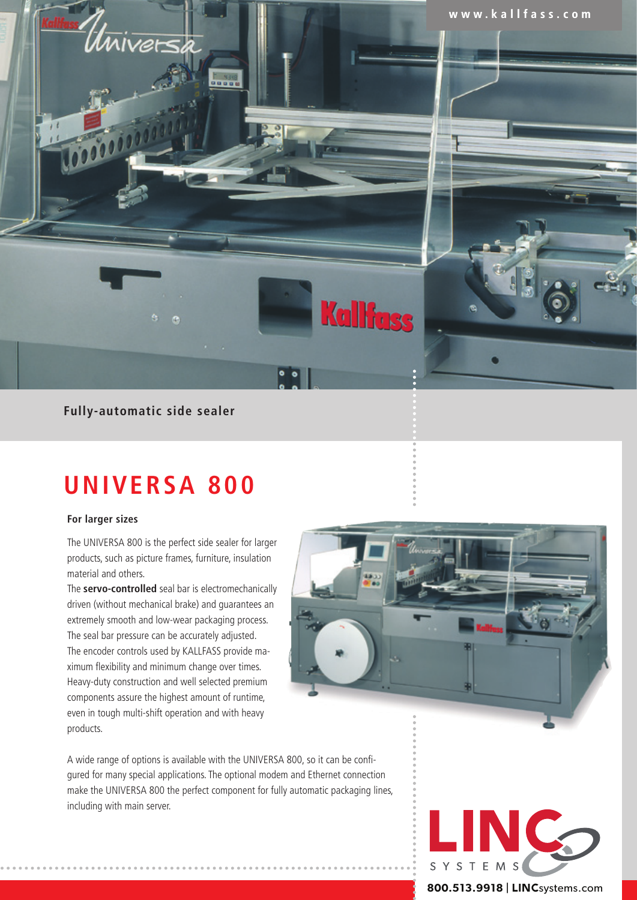www.kallfass.com

**Fully-automatic side sealer**

# UNIVERSA 800

### For larger sizes

The UNIVERSA 800 is the perfect side sealer for larger products, such as picture frames, furniture, insulation material and others.

The **servo-controlled** seal bar is electromechanically driven (without mechanical brake) and guarantees an extremely smooth and low-wear packaging process. The seal bar pressure can be accurately adjusted. The encoder controls used by KALLFASS provide maximum flexibility and minimum change over times. Heavy-duty construction and well selected premium components assure the highest amount of runtime, even in tough multi-shift operation and with heavy products.

A wide range of options is available with the UNIVERSA 800, so it can be configured for many special applications. The optional modem and Ethernet connection make the UNIVERSA 800 the perfect component for fully automatic packaging lines, including with main server.

LINC SYSTEMS

**800.513.9918 | LINC**systems.com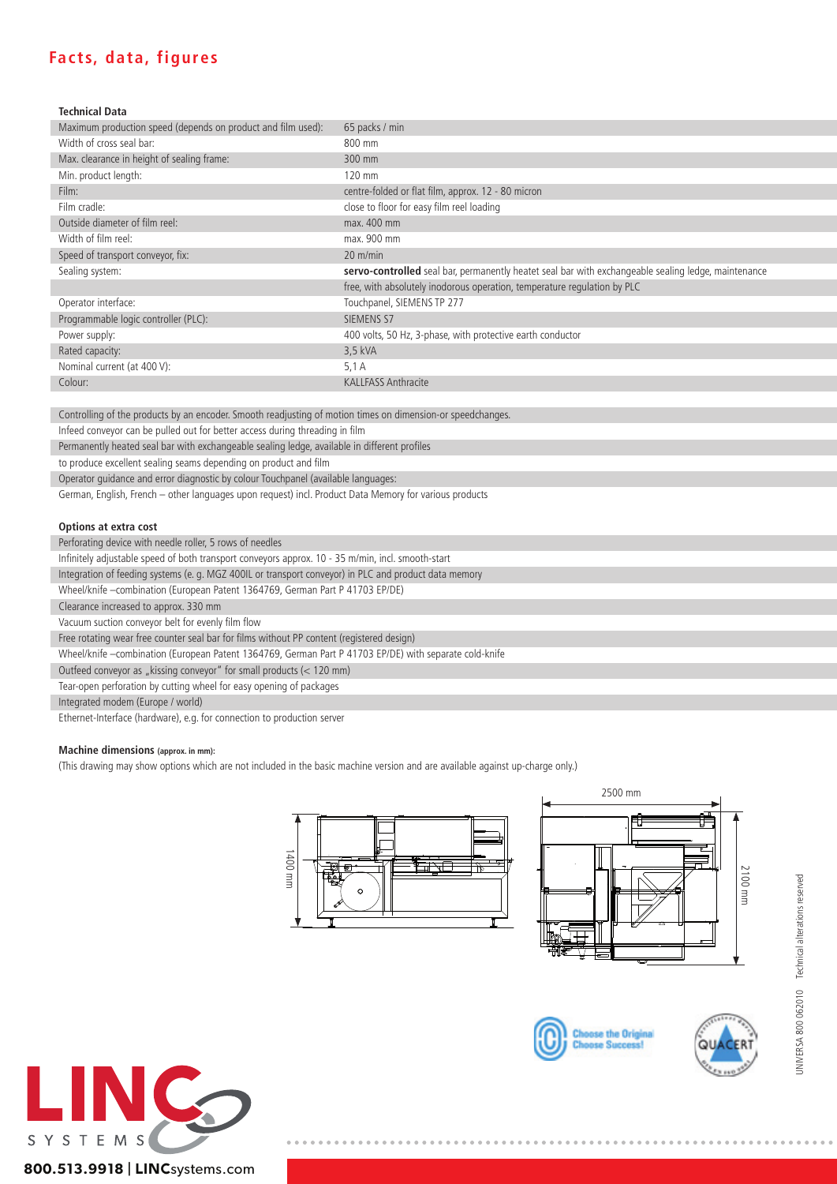# Facts, data, figures

**Technical Data**

| | |
|---|---|
| Maximum production speed (depends on product and film used): | 65 packs / min |
| Width of cross seal bar: | 800 mm |
| Max. clearance in height of sealing frame: | 300 mm |
| Min. product length: | 120 mm |
| Film: | centre-folded or flat film, approx. 12 - 80 micron |
| Film cradle: | close to floor for easy film reel loading |
| Outside diameter of film reel: | max. 400 mm |
| Width of film reel: | max. 900 mm |
| Speed of transport conveyor, fix: | 20 m/min |
| Sealing system: | **servo-controlled** seal bar, permanently heatet seal bar with exchangeable sealing ledge, maintenance free, with absolutely inodorous operation, temperature regulation by PLC |
| Operator interface: | Touchpanel, SIEMENS TP 277 |
| Programmable logic controller (PLC): | SIEMENS S7 |
| Power supply: | 400 volts, 50 Hz, 3-phase, with protective earth conductor |
| Rated capacity: | 3,5 kVA |
| Nominal current (at 400 V): | 5,1 A |
| Colour: | KALLFASS Anthracite |

Controlling of the products by an encoder. Smooth readjusting of motion times on dimension-or speedchanges.

Infeed conveyor can be pulled out for better access during threading in film

Permanently heated seal bar with exchangeable sealing ledge, available in different profiles to produce excellent sealing seams depending on product and film

Operator guidance and error diagnostic by colour Touchpanel (available languages: German, English, French – other languages upon request) incl. Product Data Memory for various products

**Options at extra cost**

- Perforating device with needle roller, 5 rows of needles
- Infinitely adjustable speed of both transport conveyors approx. 10 - 35 m/min, incl. smooth-start
- Integration of feeding systems (e. g. MGZ 400IL or transport conveyor) in PLC and product data memory
- Wheel/knife –combination (European Patent 1364769, German Part P 41703 EP/DE)
- Clearance increased to approx. 330 mm
- Vacuum suction conveyor belt for evenly film flow
- Free rotating wear free counter seal bar for films without PP content (registered design)
- Wheel/knife –combination (European Patent 1364769, German Part P 41703 EP/DE) with separate cold-knife
- Outfeed conveyor as „kissing conveyor" for small products (< 120 mm)
- Tear-open perforation by cutting wheel for easy opening of packages
- Integrated modem (Europe / world)
- Ethernet-Interface (hardware), e.g. for connection to production server

**Machine dimensions (approx. in mm):**

(This drawing may show options which are not included in the basic machine version and are available against up-charge only.)

1400 mm

2500 mm

2100 mm

Choose the Original
Choose Success!

QUACERT

UNIVERSA 800 062010 Technical alterations reserved

LINC SYSTEMS

800.513.9918 | LINCsystems.com